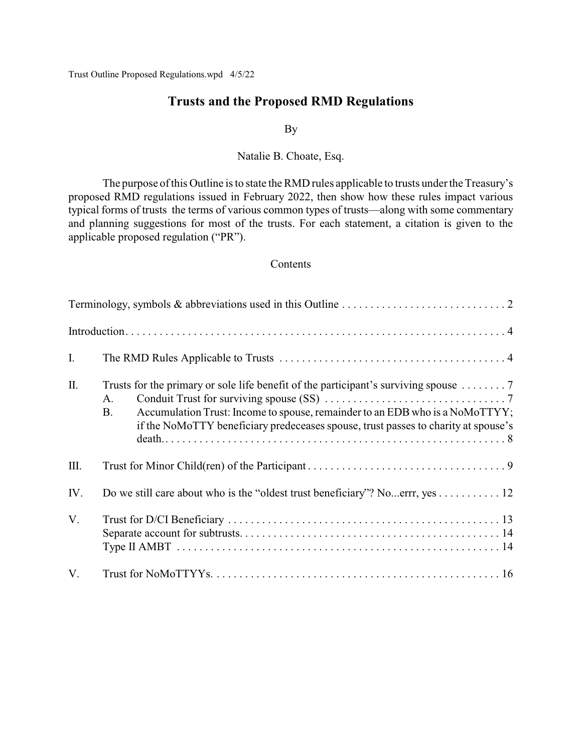Trust Outline Proposed Regulations.wpd 4/5/22

# Trusts and the Proposed RMD Regulations

By

Natalie B. Choate, Esq.

The purpose of this Outline is to state the RMD rules applicable to trusts under the Treasury's proposed RMD regulations issued in February 2022, then show how these rules impact various typical forms of trusts the terms of various common types of trusts—along with some commentary and planning suggestions for most of the trusts. For each statement, a citation is given to the applicable proposed regulation ("PR").

## Contents

Terminology, symbols & abbreviations used in this Outline . . . . . . . . . . . . . . . . . . . . . . . . . . . . . 2

Introduction . . . . . . . . . . . . . . . . . . . . . . . . . . . . . . . . . . . . . . . . . . . . . . . . . . . . . . . . . . . . . . . 4

I. The RMD Rules Applicable to Trusts . . . . . . . . . . . . . . . . . . . . . . . . . . . . . . . . . . . . . . . . 4

II. Trusts for the primary or sole life benefit of the participant's surviving spouse . . . . . . . . 7
   - A. Conduit Trust for surviving spouse (SS) . . . . . . . . . . . . . . . . . . . . . . . . . . . . . . . 7
   - B. Accumulation Trust: Income to spouse, remainder to an EDB who is a NoMoTTYY; if the NoMoTTY beneficiary predeceases spouse, trust passes to charity at spouse's death. . . . . . . . . . . . . . . . . . . . . . . . . . . . . . . . . . . . . . . . . . . . . . . . . . . . . . . . . . 8

III. Trust for Minor Child(ren) of the Participant . . . . . . . . . . . . . . . . . . . . . . . . . . . . . . . . . . 9

IV. Do we still care about who is the "oldest trust beneficiary"? No...errr, yes . . . . . . . . . . . 12

V. Trust for D/CI Beneficiary . . . . . . . . . . . . . . . . . . . . . . . . . . . . . . . . . . . . . . . . . . . . . . . 13
   - Separate account for subtrusts. . . . . . . . . . . . . . . . . . . . . . . . . . . . . . . . . . . . . . . . . . . . 14
   - Type II AMBT . . . . . . . . . . . . . . . . . . . . . . . . . . . . . . . . . . . . . . . . . . . . . . . . . . . . . . . 14

V. Trust for NoMoTTYYs. . . . . . . . . . . . . . . . . . . . . . . . . . . . . . . . . . . . . . . . . . . . . . . . . . . 16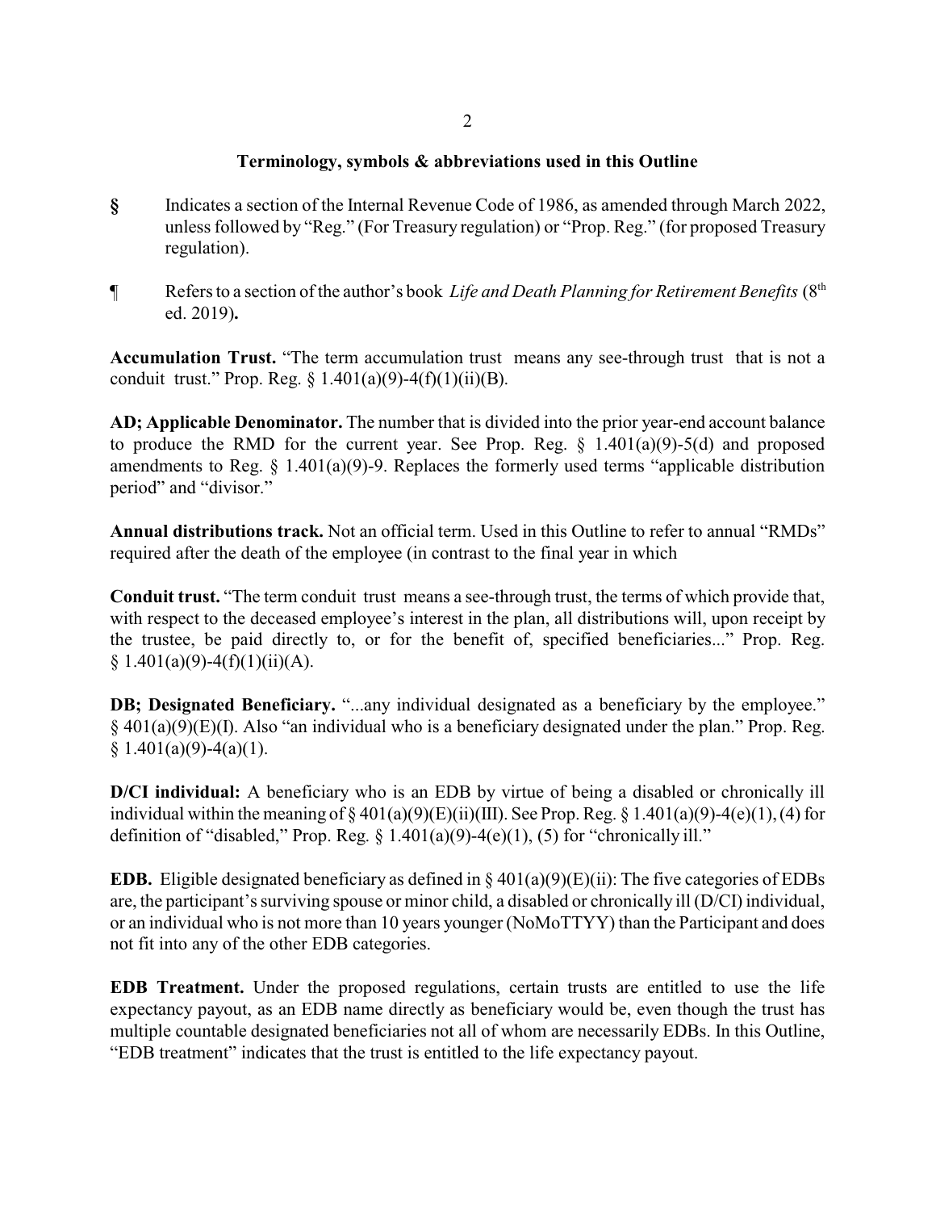## Terminology, symbols & abbreviations used in this Outline

**§** Indicates a section of the Internal Revenue Code of 1986, as amended through March 2022, unless followed by "Reg." (For Treasury regulation) or "Prop. Reg." (for proposed Treasury regulation).

**¶** Refers to a section of the author's book *Life and Death Planning for Retirement Benefits* (8th ed. 2019)**.**

**Accumulation Trust.** "The term accumulation trust means any see-through trust that is not a conduit trust." Prop. Reg. § 1.401(a)(9)-4(f)(1)(ii)(B).

**AD; Applicable Denominator.** The number that is divided into the prior year-end account balance to produce the RMD for the current year. See Prop. Reg. § 1.401(a)(9)-5(d) and proposed amendments to Reg. § 1.401(a)(9)-9. Replaces the formerly used terms "applicable distribution period" and "divisor."

**Annual distributions track.** Not an official term. Used in this Outline to refer to annual "RMDs" required after the death of the employee (in contrast to the final year in which

**Conduit trust.** "The term conduit trust means a see-through trust, the terms of which provide that, with respect to the deceased employee's interest in the plan, all distributions will, upon receipt by the trustee, be paid directly to, or for the benefit of, specified beneficiaries..." Prop. Reg. § 1.401(a)(9)-4(f)(1)(ii)(A).

**DB; Designated Beneficiary.** "...any individual designated as a beneficiary by the employee." § 401(a)(9)(E)(I). Also "an individual who is a beneficiary designated under the plan." Prop. Reg. § 1.401(a)(9)-4(a)(1).

**D/CI individual:** A beneficiary who is an EDB by virtue of being a disabled or chronically ill individual within the meaning of § 401(a)(9)(E)(ii)(III). See Prop. Reg. § 1.401(a)(9)-4(e)(1), (4) for definition of "disabled," Prop. Reg. § 1.401(a)(9)-4(e)(1), (5) for "chronically ill."

**EDB.** Eligible designated beneficiary as defined in § 401(a)(9)(E)(ii): The five categories of EDBs are, the participant's surviving spouse or minor child, a disabled or chronically ill (D/CI) individual, or an individual who is not more than 10 years younger (NoMoTTYY) than the Participant and does not fit into any of the other EDB categories.

**EDB Treatment.** Under the proposed regulations, certain trusts are entitled to use the life expectancy payout, as an EDB name directly as beneficiary would be, even though the trust has multiple countable designated beneficiaries not all of whom are necessarily EDBs. In this Outline, "EDB treatment" indicates that the trust is entitled to the life expectancy payout.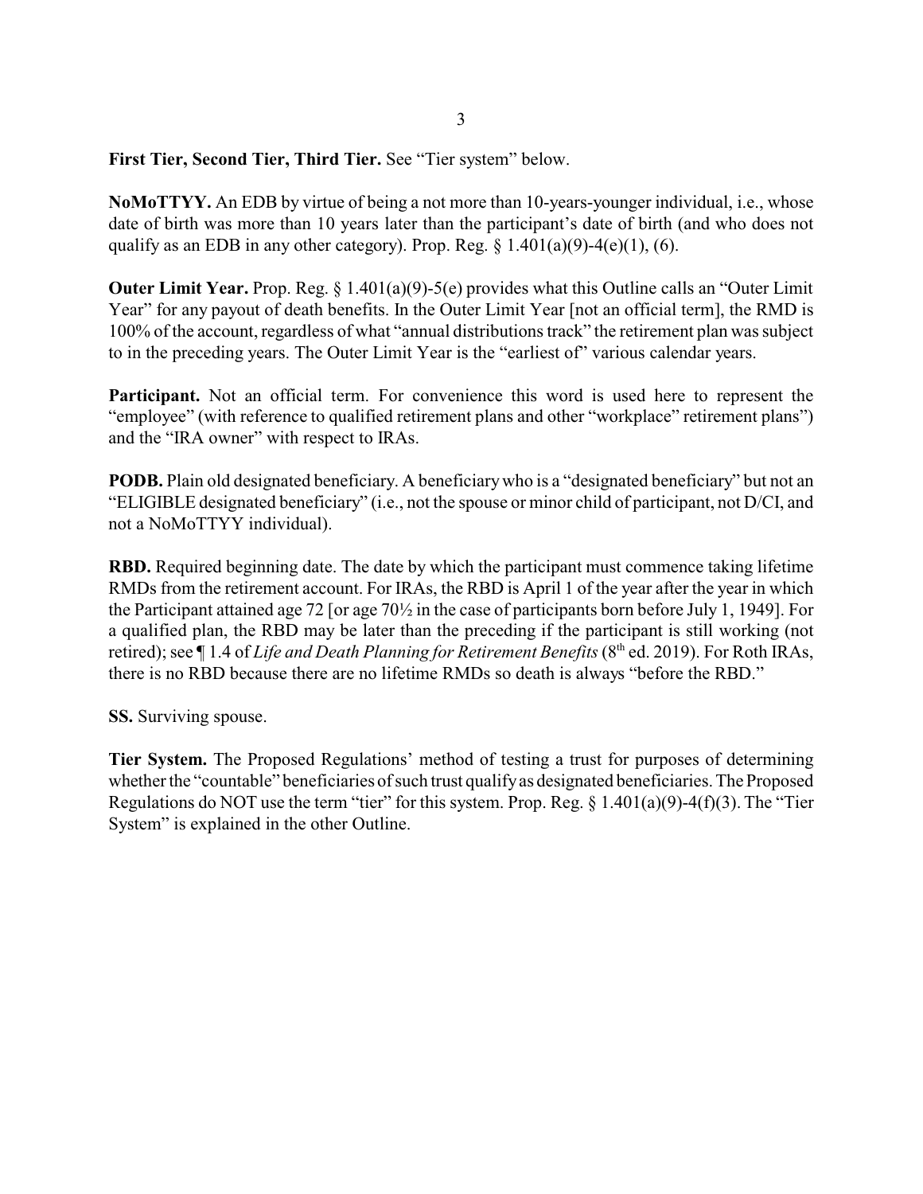**First Tier, Second Tier, Third Tier.** See "Tier system" below.

**NoMoTTYY.** An EDB by virtue of being a not more than 10-years-younger individual, i.e., whose date of birth was more than 10 years later than the participant's date of birth (and who does not qualify as an EDB in any other category). Prop. Reg. § 1.401(a)(9)-4(e)(1), (6).

**Outer Limit Year.** Prop. Reg. § 1.401(a)(9)-5(e) provides what this Outline calls an "Outer Limit Year" for any payout of death benefits. In the Outer Limit Year [not an official term], the RMD is 100% of the account, regardless of what "annual distributions track" the retirement plan was subject to in the preceding years. The Outer Limit Year is the "earliest of" various calendar years.

**Participant.** Not an official term. For convenience this word is used here to represent the "employee" (with reference to qualified retirement plans and other "workplace" retirement plans") and the "IRA owner" with respect to IRAs.

**PODB.** Plain old designated beneficiary. A beneficiary who is a "designated beneficiary" but not an "ELIGIBLE designated beneficiary" (i.e., not the spouse or minor child of participant, not D/CI, and not a NoMoTTYY individual).

**RBD.** Required beginning date. The date by which the participant must commence taking lifetime RMDs from the retirement account. For IRAs, the RBD is April 1 of the year after the year in which the Participant attained age 72 [or age 70½ in the case of participants born before July 1, 1949]. For a qualified plan, the RBD may be later than the preceding if the participant is still working (not retired); see ¶ 1.4 of *Life and Death Planning for Retirement Benefits* (8th ed. 2019). For Roth IRAs, there is no RBD because there are no lifetime RMDs so death is always "before the RBD."

**SS.** Surviving spouse.

**Tier System.** The Proposed Regulations' method of testing a trust for purposes of determining whether the "countable" beneficiaries of such trust qualify as designated beneficiaries. The Proposed Regulations do NOT use the term "tier" for this system. Prop. Reg. § 1.401(a)(9)-4(f)(3). The "Tier System" is explained in the other Outline.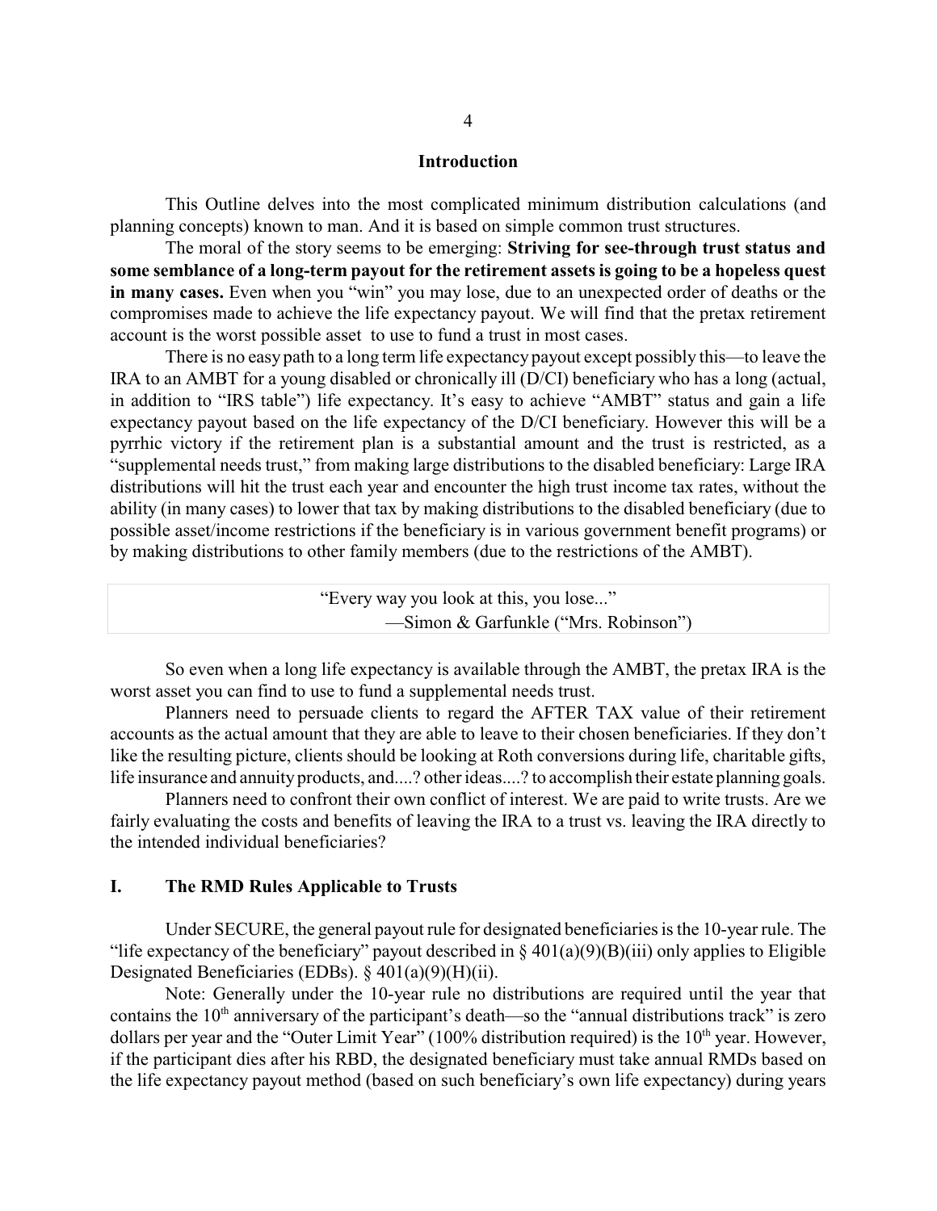## Introduction

This Outline delves into the most complicated minimum distribution calculations (and planning concepts) known to man. And it is based on simple common trust structures.

The moral of the story seems to be emerging: **Striving for see-through trust status and some semblance of a long-term payout for the retirement assets is going to be a hopeless quest in many cases.** Even when you "win" you may lose, due to an unexpected order of deaths or the compromises made to achieve the life expectancy payout. We will find that the pretax retirement account is the worst possible asset to use to fund a trust in most cases.

There is no easy path to a long term life expectancy payout except possibly this—to leave the IRA to an AMBT for a young disabled or chronically ill (D/CI) beneficiary who has a long (actual, in addition to "IRS table") life expectancy. It's easy to achieve "AMBT" status and gain a life expectancy payout based on the life expectancy of the D/CI beneficiary. However this will be a pyrrhic victory if the retirement plan is a substantial amount and the trust is restricted, as a "supplemental needs trust," from making large distributions to the disabled beneficiary: Large IRA distributions will hit the trust each year and encounter the high trust income tax rates, without the ability (in many cases) to lower that tax by making distributions to the disabled beneficiary (due to possible asset/income restrictions if the beneficiary is in various government benefit programs) or by making distributions to other family members (due to the restrictions of the AMBT).

> "Every way you look at this, you lose..."
> —Simon & Garfunkle ("Mrs. Robinson")

So even when a long life expectancy is available through the AMBT, the pretax IRA is the worst asset you can find to use to fund a supplemental needs trust.

Planners need to persuade clients to regard the AFTER TAX value of their retirement accounts as the actual amount that they are able to leave to their chosen beneficiaries. If they don't like the resulting picture, clients should be looking at Roth conversions during life, charitable gifts, life insurance and annuity products, and....? other ideas....? to accomplish their estate planning goals.

Planners need to confront their own conflict of interest. We are paid to write trusts. Are we fairly evaluating the costs and benefits of leaving the IRA to a trust vs. leaving the IRA directly to the intended individual beneficiaries?

## I. The RMD Rules Applicable to Trusts

Under SECURE, the general payout rule for designated beneficiaries is the 10-year rule. The "life expectancy of the beneficiary" payout described in § 401(a)(9)(B)(iii) only applies to Eligible Designated Beneficiaries (EDBs). § 401(a)(9)(H)(ii).

Note: Generally under the 10-year rule no distributions are required until the year that contains the 10th anniversary of the participant's death—so the "annual distributions track" is zero dollars per year and the "Outer Limit Year" (100% distribution required) is the 10th year. However, if the participant dies after his RBD, the designated beneficiary must take annual RMDs based on the life expectancy payout method (based on such beneficiary's own life expectancy) during years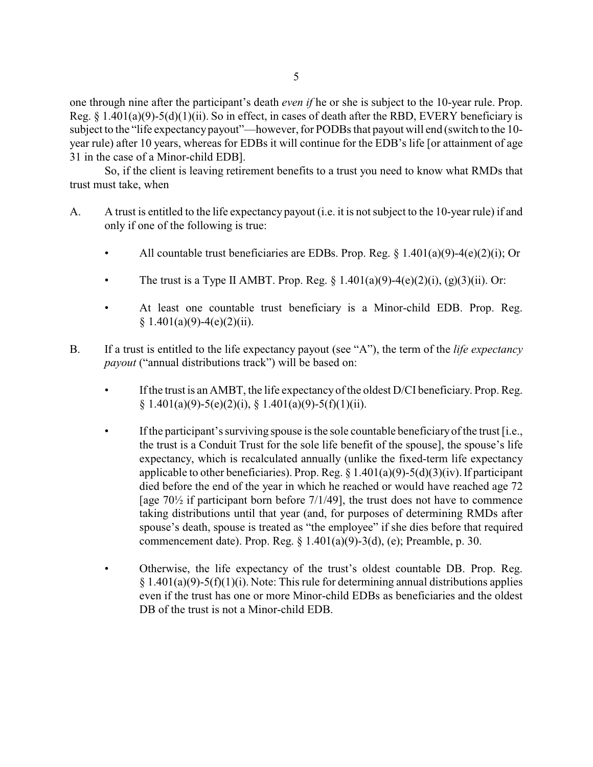one through nine after the participant's death *even if* he or she is subject to the 10-year rule. Prop. Reg. § 1.401(a)(9)-5(d)(1)(ii). So in effect, in cases of death after the RBD, EVERY beneficiary is subject to the "life expectancy payout"—however, for PODBs that payout will end (switch to the 10-year rule) after 10 years, whereas for EDBs it will continue for the EDB's life [or attainment of age 31 in the case of a Minor-child EDB].

So, if the client is leaving retirement benefits to a trust you need to know what RMDs that trust must take, when

A. A trust is entitled to the life expectancy payout (i.e. it is not subject to the 10-year rule) if and only if one of the following is true:

- All countable trust beneficiaries are EDBs. Prop. Reg. § 1.401(a)(9)-4(e)(2)(i); Or
- The trust is a Type II AMBT. Prop. Reg. § 1.401(a)(9)-4(e)(2)(i), (g)(3)(ii). Or:
- At least one countable trust beneficiary is a Minor-child EDB. Prop. Reg. § 1.401(a)(9)-4(e)(2)(ii).

B. If a trust is entitled to the life expectancy payout (see "A"), the term of the *life expectancy payout* ("annual distributions track") will be based on:

- If the trust is an AMBT, the life expectancy of the oldest D/CI beneficiary. Prop. Reg. § 1.401(a)(9)-5(e)(2)(i), § 1.401(a)(9)-5(f)(1)(ii).
- If the participant's surviving spouse is the sole countable beneficiary of the trust [i.e., the trust is a Conduit Trust for the sole life benefit of the spouse], the spouse's life expectancy, which is recalculated annually (unlike the fixed-term life expectancy applicable to other beneficiaries). Prop. Reg. § 1.401(a)(9)-5(d)(3)(iv). If participant died before the end of the year in which he reached or would have reached age 72 [age 70½ if participant born before 7/1/49], the trust does not have to commence taking distributions until that year (and, for purposes of determining RMDs after spouse's death, spouse is treated as "the employee" if she dies before that required commencement date). Prop. Reg. § 1.401(a)(9)-3(d), (e); Preamble, p. 30.
- Otherwise, the life expectancy of the trust's oldest countable DB. Prop. Reg. § 1.401(a)(9)-5(f)(1)(i). Note: This rule for determining annual distributions applies even if the trust has one or more Minor-child EDBs as beneficiaries and the oldest DB of the trust is not a Minor-child EDB.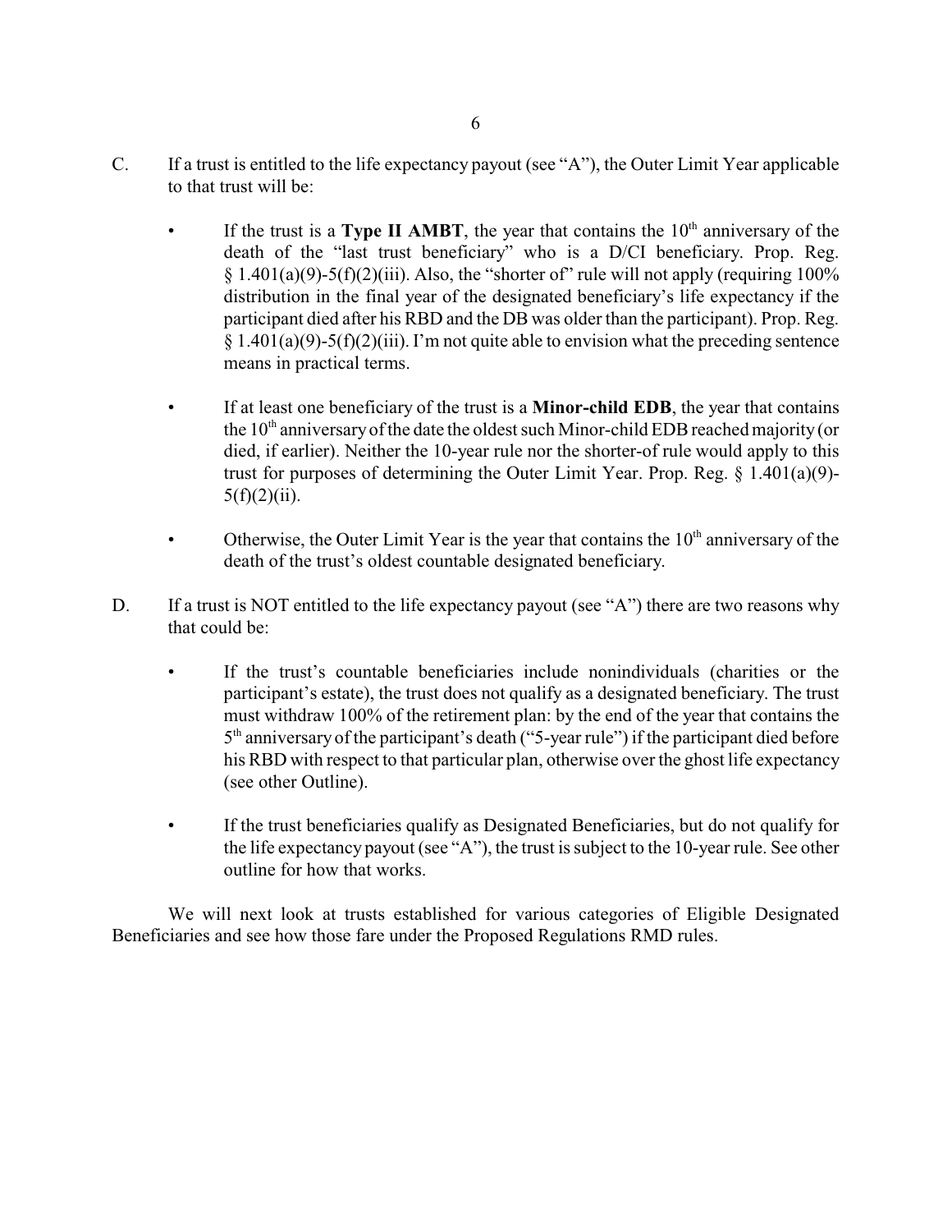C. If a trust is entitled to the life expectancy payout (see "A"), the Outer Limit Year applicable to that trust will be:

- If the trust is a **Type II AMBT**, the year that contains the 10th anniversary of the death of the "last trust beneficiary" who is a D/CI beneficiary. Prop. Reg. § 1.401(a)(9)-5(f)(2)(iii). Also, the "shorter of" rule will not apply (requiring 100% distribution in the final year of the designated beneficiary's life expectancy if the participant died after his RBD and the DB was older than the participant). Prop. Reg. § 1.401(a)(9)-5(f)(2)(iii). I'm not quite able to envision what the preceding sentence means in practical terms.

- If at least one beneficiary of the trust is a **Minor-child EDB**, the year that contains the 10th anniversary of the date the oldest such Minor-child EDB reached majority (or died, if earlier). Neither the 10-year rule nor the shorter-of rule would apply to this trust for purposes of determining the Outer Limit Year. Prop. Reg. § 1.401(a)(9)-5(f)(2)(ii).

- Otherwise, the Outer Limit Year is the year that contains the 10th anniversary of the death of the trust's oldest countable designated beneficiary.

D. If a trust is NOT entitled to the life expectancy payout (see "A") there are two reasons why that could be:

- If the trust's countable beneficiaries include nonindividuals (charities or the participant's estate), the trust does not qualify as a designated beneficiary. The trust must withdraw 100% of the retirement plan: by the end of the year that contains the 5th anniversary of the participant's death ("5-year rule") if the participant died before his RBD with respect to that particular plan, otherwise over the ghost life expectancy (see other Outline).

- If the trust beneficiaries qualify as Designated Beneficiaries, but do not qualify for the life expectancy payout (see "A"), the trust is subject to the 10-year rule. See other outline for how that works.

We will next look at trusts established for various categories of Eligible Designated Beneficiaries and see how those fare under the Proposed Regulations RMD rules.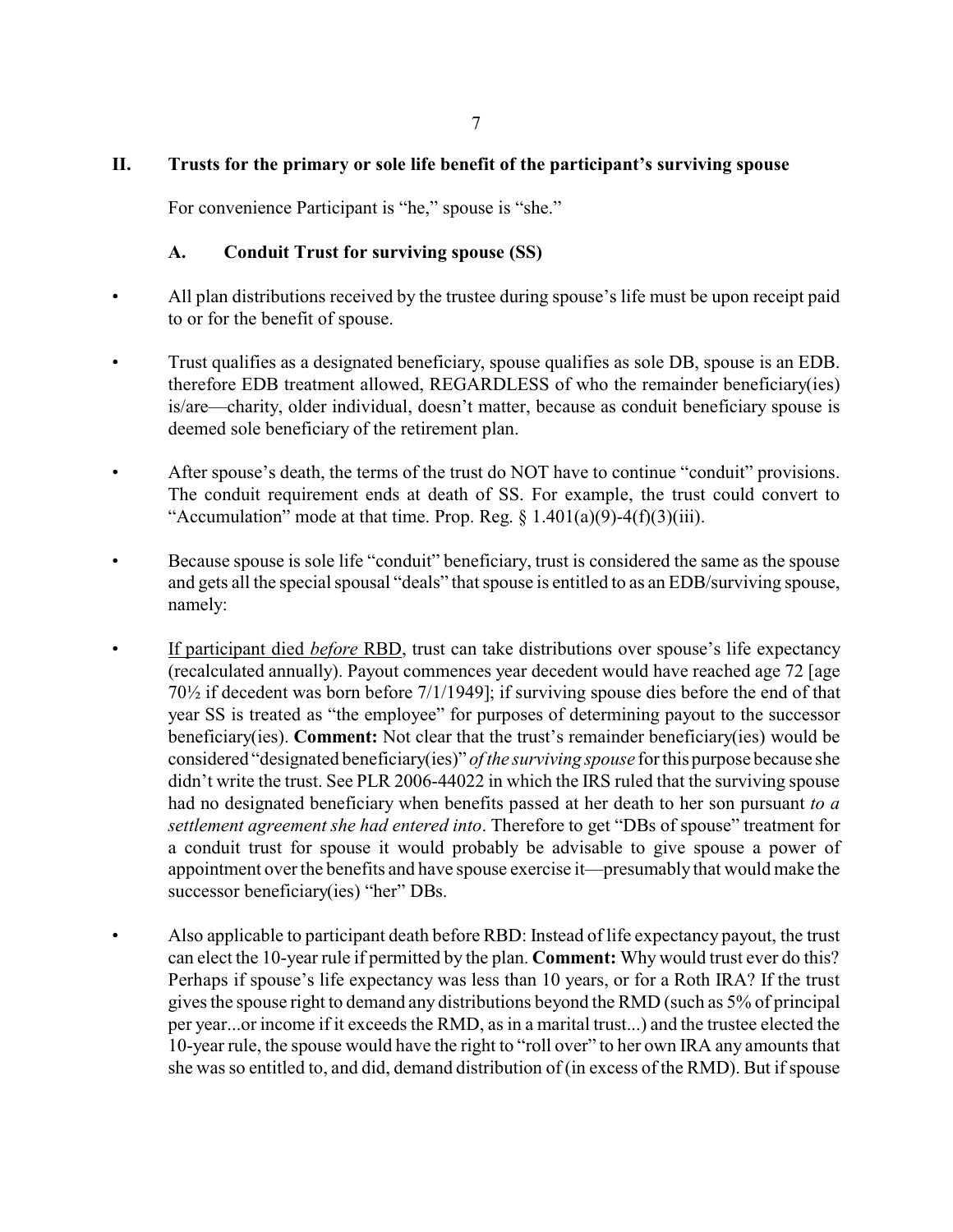## II. Trusts for the primary or sole life benefit of the participant's surviving spouse

For convenience Participant is "he," spouse is "she."

### A. Conduit Trust for surviving spouse (SS)

- All plan distributions received by the trustee during spouse's life must be upon receipt paid to or for the benefit of spouse.
- Trust qualifies as a designated beneficiary, spouse qualifies as sole DB, spouse is an EDB. therefore EDB treatment allowed, REGARDLESS of who the remainder beneficiary(ies) is/are—charity, older individual, doesn't matter, because as conduit beneficiary spouse is deemed sole beneficiary of the retirement plan.
- After spouse's death, the terms of the trust do NOT have to continue "conduit" provisions. The conduit requirement ends at death of SS. For example, the trust could convert to "Accumulation" mode at that time. Prop. Reg. § 1.401(a)(9)-4(f)(3)(iii).
- Because spouse is sole life "conduit" beneficiary, trust is considered the same as the spouse and gets all the special spousal "deals" that spouse is entitled to as an EDB/surviving spouse, namely:
- <u>If participant died *before* RBD</u>, trust can take distributions over spouse's life expectancy (recalculated annually). Payout commences year decedent would have reached age 72 [age 70½ if decedent was born before 7/1/1949]; if surviving spouse dies before the end of that year SS is treated as "the employee" for purposes of determining payout to the successor beneficiary(ies). **Comment:** Not clear that the trust's remainder beneficiary(ies) would be considered "designated beneficiary(ies)" *of the surviving spouse* for this purpose because she didn't write the trust. See PLR 2006-44022 in which the IRS ruled that the surviving spouse had no designated beneficiary when benefits passed at her death to her son pursuant *to a settlement agreement she had entered into*. Therefore to get "DBs of spouse" treatment for a conduit trust for spouse it would probably be advisable to give spouse a power of appointment over the benefits and have spouse exercise it—presumably that would make the successor beneficiary(ies) "her" DBs.
- Also applicable to participant death before RBD: Instead of life expectancy payout, the trust can elect the 10-year rule if permitted by the plan. **Comment:** Why would trust ever do this? Perhaps if spouse's life expectancy was less than 10 years, or for a Roth IRA? If the trust gives the spouse right to demand any distributions beyond the RMD (such as 5% of principal per year...or income if it exceeds the RMD, as in a marital trust...) and the trustee elected the 10-year rule, the spouse would have the right to "roll over" to her own IRA any amounts that she was so entitled to, and did, demand distribution of (in excess of the RMD). But if spouse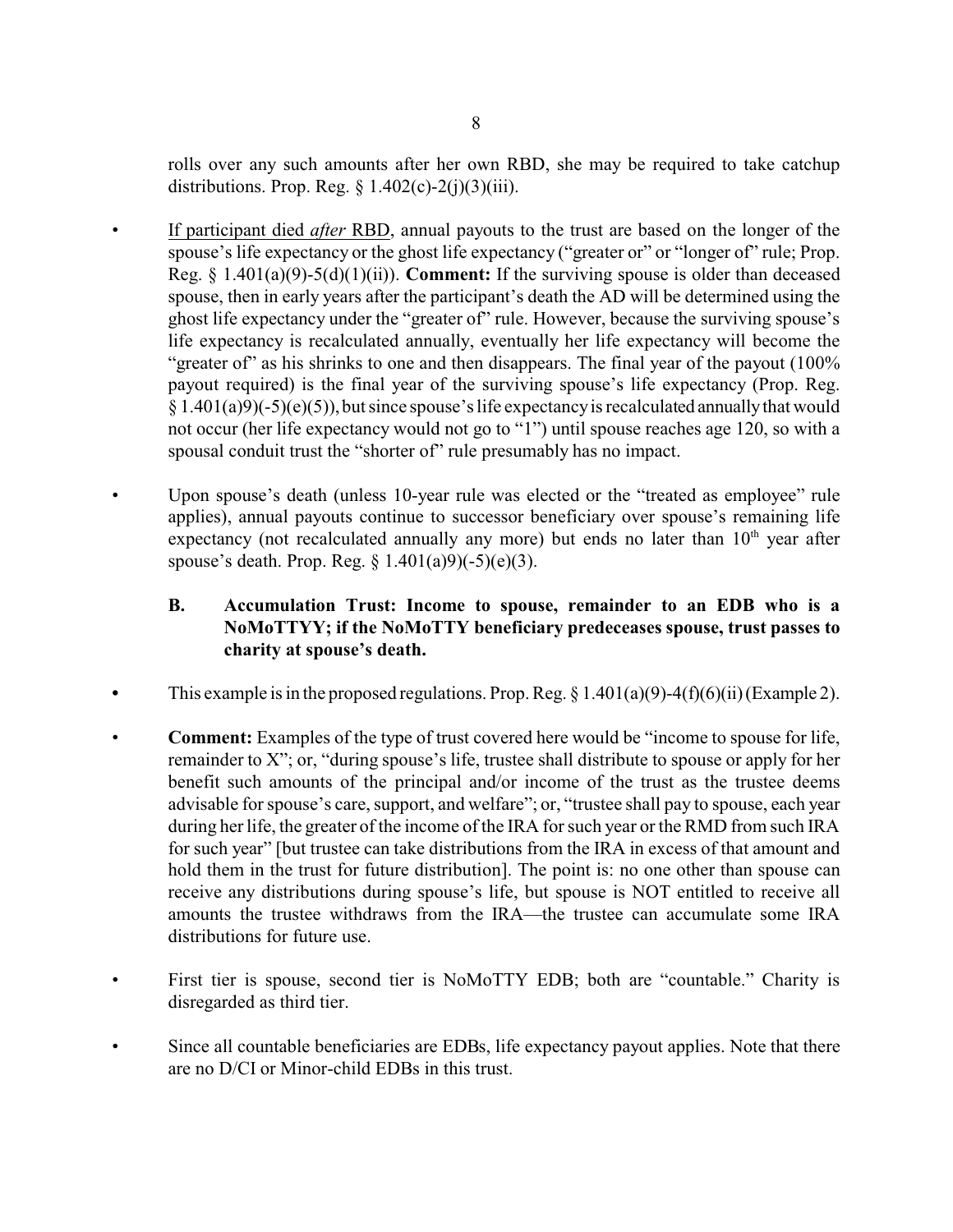rolls over any such amounts after her own RBD, she may be required to take catchup distributions. Prop. Reg. § 1.402(c)-2(j)(3)(iii).

- If participant died *after* RBD, annual payouts to the trust are based on the longer of the spouse's life expectancy or the ghost life expectancy ("greater or" or "longer of" rule; Prop. Reg. § 1.401(a)(9)-5(d)(1)(ii)). **Comment:** If the surviving spouse is older than deceased spouse, then in early years after the participant's death the AD will be determined using the ghost life expectancy under the "greater of" rule. However, because the surviving spouse's life expectancy is recalculated annually, eventually her life expectancy will become the "greater of" as his shrinks to one and then disappears. The final year of the payout (100% payout required) is the final year of the surviving spouse's life expectancy (Prop. Reg. § 1.401(a)9)(-5)(e)(5)), but since spouse's life expectancy is recalculated annually that would not occur (her life expectancy would not go to "1") until spouse reaches age 120, so with a spousal conduit trust the "shorter of" rule presumably has no impact.

- Upon spouse's death (unless 10-year rule was elected or the "treated as employee" rule applies), annual payouts continue to successor beneficiary over spouse's remaining life expectancy (not recalculated annually any more) but ends no later than 10th year after spouse's death. Prop. Reg. § 1.401(a)9)(-5)(e)(3).

### B. Accumulation Trust: Income to spouse, remainder to an EDB who is a NoMoTTYY; if the NoMoTTY beneficiary predeceases spouse, trust passes to charity at spouse's death.

- This example is in the proposed regulations. Prop. Reg. § 1.401(a)(9)-4(f)(6)(ii) (Example 2).

- **Comment:** Examples of the type of trust covered here would be "income to spouse for life, remainder to X"; or, "during spouse's life, trustee shall distribute to spouse or apply for her benefit such amounts of the principal and/or income of the trust as the trustee deems advisable for spouse's care, support, and welfare"; or, "trustee shall pay to spouse, each year during her life, the greater of the income of the IRA for such year or the RMD from such IRA for such year" [but trustee can take distributions from the IRA in excess of that amount and hold them in the trust for future distribution]. The point is: no one other than spouse can receive any distributions during spouse's life, but spouse is NOT entitled to receive all amounts the trustee withdraws from the IRA—the trustee can accumulate some IRA distributions for future use.

- First tier is spouse, second tier is NoMoTTY EDB; both are "countable." Charity is disregarded as third tier.

- Since all countable beneficiaries are EDBs, life expectancy payout applies. Note that there are no D/CI or Minor-child EDBs in this trust.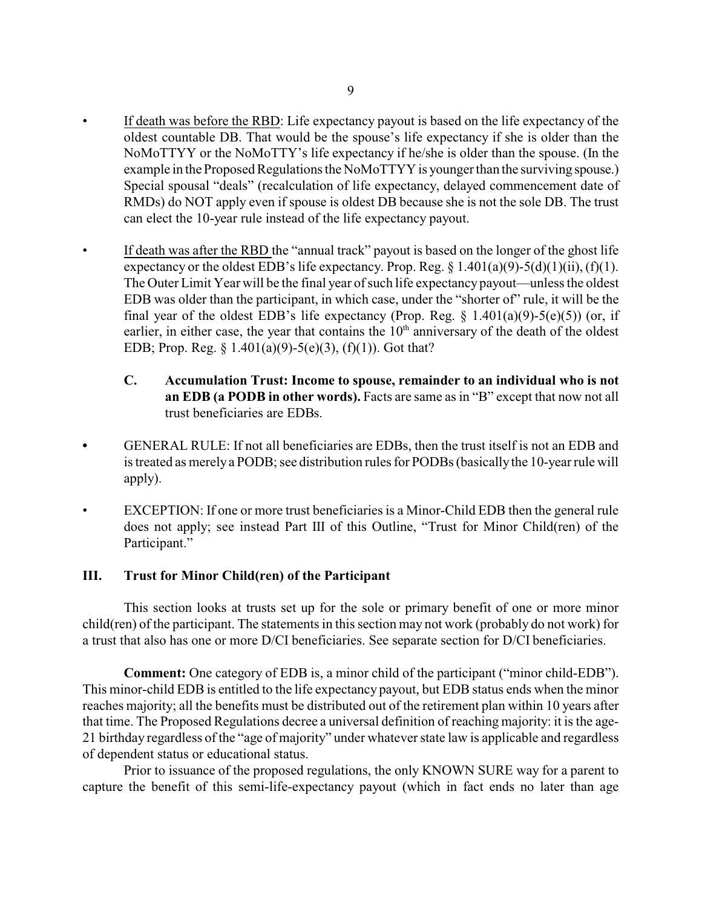- If death was before the RBD: Life expectancy payout is based on the life expectancy of the oldest countable DB. That would be the spouse's life expectancy if she is older than the NoMoTTYY or the NoMoTTY's life expectancy if he/she is older than the spouse. (In the example in the Proposed Regulations the NoMoTTYY is younger than the surviving spouse.) Special spousal "deals" (recalculation of life expectancy, delayed commencement date of RMDs) do NOT apply even if spouse is oldest DB because she is not the sole DB. The trust can elect the 10-year rule instead of the life expectancy payout.

- If death was after the RBD the "annual track" payout is based on the longer of the ghost life expectancy or the oldest EDB's life expectancy. Prop. Reg. § 1.401(a)(9)-5(d)(1)(ii), (f)(1). The Outer Limit Year will be the final year of such life expectancy payout—unless the oldest EDB was older than the participant, in which case, under the "shorter of" rule, it will be the final year of the oldest EDB's life expectancy (Prop. Reg. § 1.401(a)(9)-5(e)(5)) (or, if earlier, in either case, the year that contains the 10th anniversary of the death of the oldest EDB; Prop. Reg. § 1.401(a)(9)-5(e)(3), (f)(1)). Got that?

  **C. Accumulation Trust: Income to spouse, remainder to an individual who is not an EDB (a PODB in other words).** Facts are same as in "B" except that now not all trust beneficiaries are EDBs.

- GENERAL RULE: If not all beneficiaries are EDBs, then the trust itself is not an EDB and is treated as merely a PODB; see distribution rules for PODBs (basically the 10-year rule will apply).

- EXCEPTION: If one or more trust beneficiaries is a Minor-Child EDB then the general rule does not apply; see instead Part III of this Outline, "Trust for Minor Child(ren) of the Participant."

## III. Trust for Minor Child(ren) of the Participant

This section looks at trusts set up for the sole or primary benefit of one or more minor child(ren) of the participant. The statements in this section may not work (probably do not work) for a trust that also has one or more D/CI beneficiaries. See separate section for D/CI beneficiaries.

**Comment:** One category of EDB is, a minor child of the participant ("minor child-EDB"). This minor-child EDB is entitled to the life expectancy payout, but EDB status ends when the minor reaches majority; all the benefits must be distributed out of the retirement plan within 10 years after that time. The Proposed Regulations decree a universal definition of reaching majority: it is the age-21 birthday regardless of the "age of majority" under whatever state law is applicable and regardless of dependent status or educational status.

Prior to issuance of the proposed regulations, the only KNOWN SURE way for a parent to capture the benefit of this semi-life-expectancy payout (which in fact ends no later than age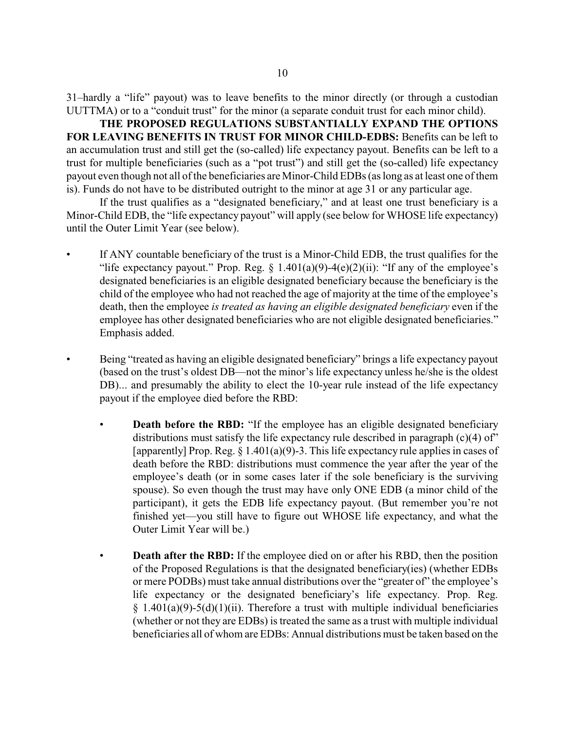31–hardly a "life" payout) was to leave benefits to the minor directly (or through a custodian UUTTMA) or to a "conduit trust" for the minor (a separate conduit trust for each minor child).

**THE PROPOSED REGULATIONS SUBSTANTIALLY EXPAND THE OPTIONS FOR LEAVING BENEFITS IN TRUST FOR MINOR CHILD-EDBS:** Benefits can be left to an accumulation trust and still get the (so-called) life expectancy payout. Benefits can be left to a trust for multiple beneficiaries (such as a "pot trust") and still get the (so-called) life expectancy payout even though not all of the beneficiaries are Minor-Child EDBs (as long as at least one of them is). Funds do not have to be distributed outright to the minor at age 31 or any particular age.

If the trust qualifies as a "designated beneficiary," and at least one trust beneficiary is a Minor-Child EDB, the "life expectancy payout" will apply (see below for WHOSE life expectancy) until the Outer Limit Year (see below).

- If ANY countable beneficiary of the trust is a Minor-Child EDB, the trust qualifies for the "life expectancy payout." Prop. Reg. § 1.401(a)(9)-4(e)(2)(ii): "If any of the employee's designated beneficiaries is an eligible designated beneficiary because the beneficiary is the child of the employee who had not reached the age of majority at the time of the employee's death, then the employee *is treated as having an eligible designated beneficiary* even if the employee has other designated beneficiaries who are not eligible designated beneficiaries." Emphasis added.

- Being "treated as having an eligible designated beneficiary" brings a life expectancy payout (based on the trust's oldest DB—not the minor's life expectancy unless he/she is the oldest DB)... and presumably the ability to elect the 10-year rule instead of the life expectancy payout if the employee died before the RBD:

    - **Death before the RBD:** "If the employee has an eligible designated beneficiary distributions must satisfy the life expectancy rule described in paragraph (c)(4) of" [apparently] Prop. Reg. § 1.401(a)(9)-3. This life expectancy rule applies in cases of death before the RBD: distributions must commence the year after the year of the employee's death (or in some cases later if the sole beneficiary is the surviving spouse). So even though the trust may have only ONE EDB (a minor child of the participant), it gets the EDB life expectancy payout. (But remember you're not finished yet—you still have to figure out WHOSE life expectancy, and what the Outer Limit Year will be.)

    - **Death after the RBD:** If the employee died on or after his RBD, then the position of the Proposed Regulations is that the designated beneficiary(ies) (whether EDBs or mere PODBs) must take annual distributions over the "greater of" the employee's life expectancy or the designated beneficiary's life expectancy. Prop. Reg. § 1.401(a)(9)-5(d)(1)(ii). Therefore a trust with multiple individual beneficiaries (whether or not they are EDBs) is treated the same as a trust with multiple individual beneficiaries all of whom are EDBs: Annual distributions must be taken based on the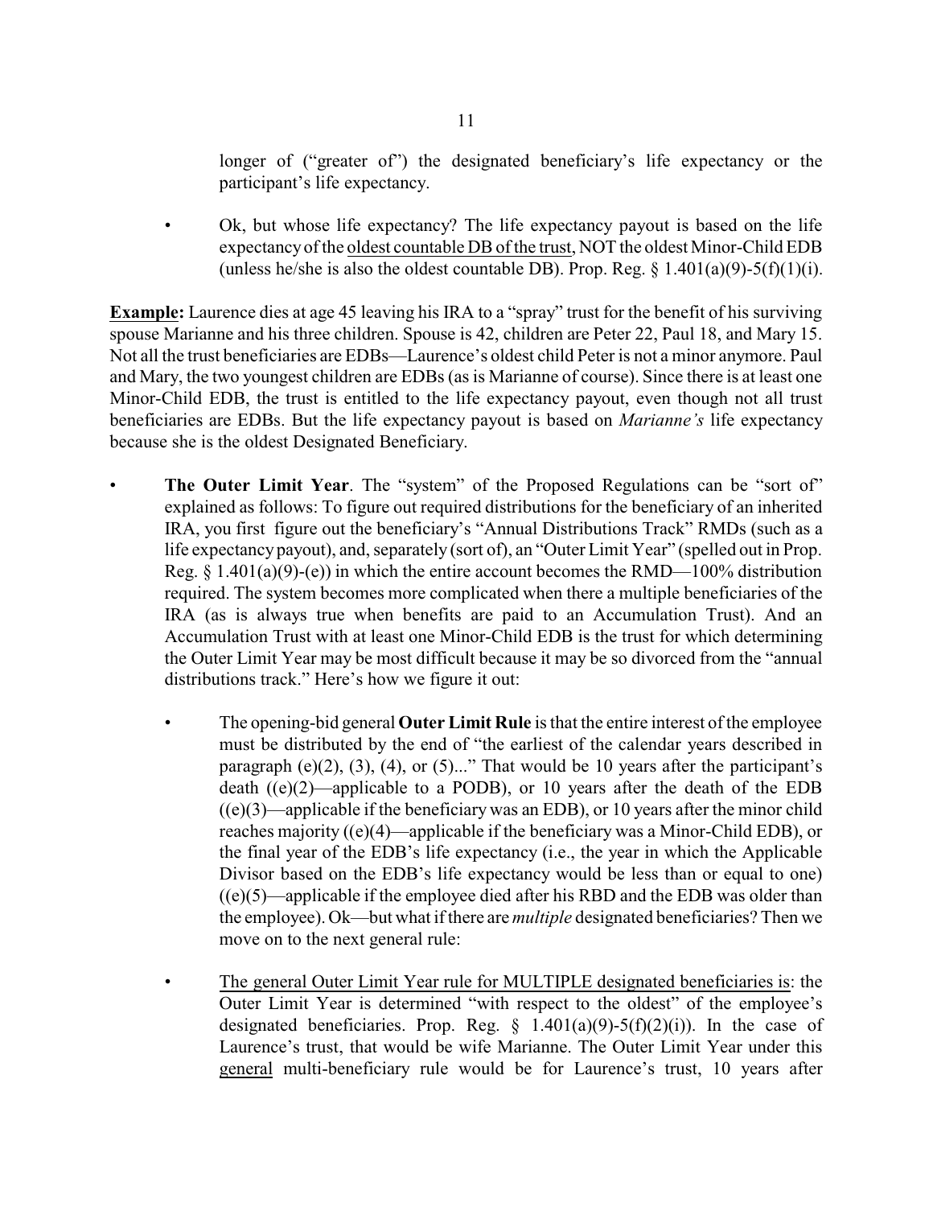longer of ("greater of") the designated beneficiary's life expectancy or the participant's life expectancy.

- Ok, but whose life expectancy? The life expectancy payout is based on the life expectancy of the oldest countable DB of the trust, NOT the oldest Minor-Child EDB (unless he/she is also the oldest countable DB). Prop. Reg. § 1.401(a)(9)-5(f)(1)(i).

**Example:** Laurence dies at age 45 leaving his IRA to a "spray" trust for the benefit of his surviving spouse Marianne and his three children. Spouse is 42, children are Peter 22, Paul 18, and Mary 15. Not all the trust beneficiaries are EDBs—Laurence's oldest child Peter is not a minor anymore. Paul and Mary, the two youngest children are EDBs (as is Marianne of course). Since there is at least one Minor-Child EDB, the trust is entitled to the life expectancy payout, even though not all trust beneficiaries are EDBs. But the life expectancy payout is based on *Marianne's* life expectancy because she is the oldest Designated Beneficiary.

- **The Outer Limit Year**. The "system" of the Proposed Regulations can be "sort of" explained as follows: To figure out required distributions for the beneficiary of an inherited IRA, you first figure out the beneficiary's "Annual Distributions Track" RMDs (such as a life expectancy payout), and, separately (sort of), an "Outer Limit Year" (spelled out in Prop. Reg. § 1.401(a)(9)-(e)) in which the entire account becomes the RMD—100% distribution required. The system becomes more complicated when there a multiple beneficiaries of the IRA (as is always true when benefits are paid to an Accumulation Trust). And an Accumulation Trust with at least one Minor-Child EDB is the trust for which determining the Outer Limit Year may be most difficult because it may be so divorced from the "annual distributions track." Here's how we figure it out:

  - The opening-bid general **Outer Limit Rule** is that the entire interest of the employee must be distributed by the end of "the earliest of the calendar years described in paragraph (e)(2), (3), (4), or (5)..." That would be 10 years after the participant's death ((e)(2)—applicable to a PODB), or 10 years after the death of the EDB ((e)(3)—applicable if the beneficiary was an EDB), or 10 years after the minor child reaches majority ((e)(4)—applicable if the beneficiary was a Minor-Child EDB), or the final year of the EDB's life expectancy (i.e., the year in which the Applicable Divisor based on the EDB's life expectancy would be less than or equal to one) ((e)(5)—applicable if the employee died after his RBD and the EDB was older than the employee). Ok—but what if there are *multiple* designated beneficiaries? Then we move on to the next general rule:

  - The general Outer Limit Year rule for MULTIPLE designated beneficiaries is: the Outer Limit Year is determined "with respect to the oldest" of the employee's designated beneficiaries. Prop. Reg. § 1.401(a)(9)-5(f)(2)(i)). In the case of Laurence's trust, that would be wife Marianne. The Outer Limit Year under this general multi-beneficiary rule would be for Laurence's trust, 10 years after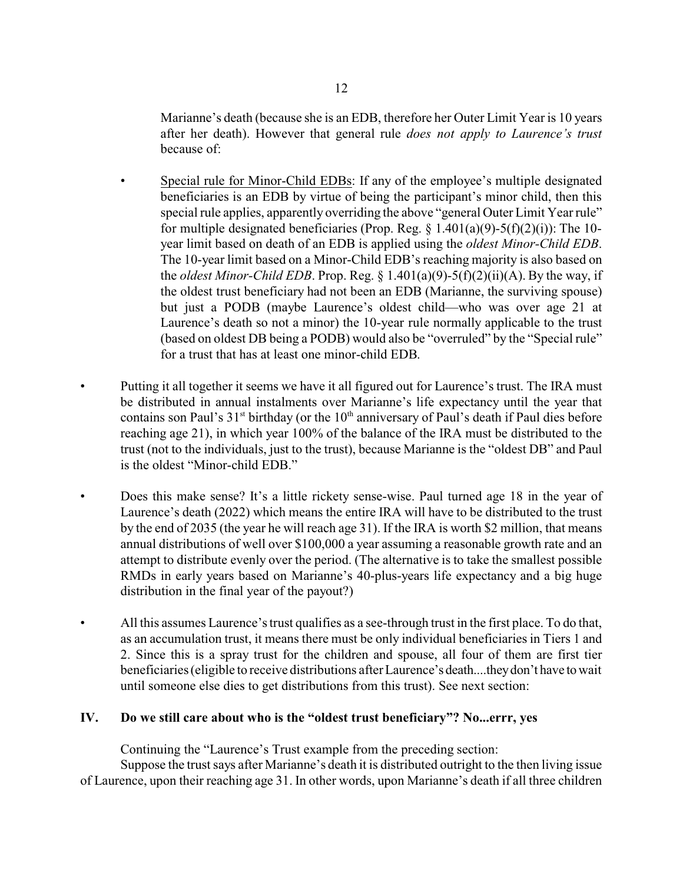Marianne's death (because she is an EDB, therefore her Outer Limit Year is 10 years after her death). However that general rule *does not apply to Laurence's trust* because of:

- Special rule for Minor-Child EDBs: If any of the employee's multiple designated beneficiaries is an EDB by virtue of being the participant's minor child, then this special rule applies, apparently overriding the above "general Outer Limit Year rule" for multiple designated beneficiaries (Prop. Reg. § 1.401(a)(9)-5(f)(2)(i)): The 10-year limit based on death of an EDB is applied using the *oldest Minor-Child EDB*. The 10-year limit based on a Minor-Child EDB's reaching majority is also based on the *oldest Minor-Child EDB*. Prop. Reg. § 1.401(a)(9)-5(f)(2)(ii)(A). By the way, if the oldest trust beneficiary had not been an EDB (Marianne, the surviving spouse) but just a PODB (maybe Laurence's oldest child—who was over age 21 at Laurence's death so not a minor) the 10-year rule normally applicable to the trust (based on oldest DB being a PODB) would also be "overruled" by the "Special rule" for a trust that has at least one minor-child EDB.

- Putting it all together it seems we have it all figured out for Laurence's trust. The IRA must be distributed in annual instalments over Marianne's life expectancy until the year that contains son Paul's 31st birthday (or the 10th anniversary of Paul's death if Paul dies before reaching age 21), in which year 100% of the balance of the IRA must be distributed to the trust (not to the individuals, just to the trust), because Marianne is the "oldest DB" and Paul is the oldest "Minor-child EDB."

- Does this make sense? It's a little rickety sense-wise. Paul turned age 18 in the year of Laurence's death (2022) which means the entire IRA will have to be distributed to the trust by the end of 2035 (the year he will reach age 31). If the IRA is worth $2 million, that means annual distributions of well over $100,000 a year assuming a reasonable growth rate and an attempt to distribute evenly over the period. (The alternative is to take the smallest possible RMDs in early years based on Marianne's 40-plus-years life expectancy and a big huge distribution in the final year of the payout?)

- All this assumes Laurence's trust qualifies as a see-through trust in the first place. To do that, as an accumulation trust, it means there must be only individual beneficiaries in Tiers 1 and 2. Since this is a spray trust for the children and spouse, all four of them are first tier beneficiaries (eligible to receive distributions after Laurence's death....they don't have to wait until someone else dies to get distributions from this trust). See next section:

## IV. Do we still care about who is the "oldest trust beneficiary"? No...errr, yes

Continuing the "Laurence's Trust example from the preceding section:

Suppose the trust says after Marianne's death it is distributed outright to the then living issue of Laurence, upon their reaching age 31. In other words, upon Marianne's death if all three children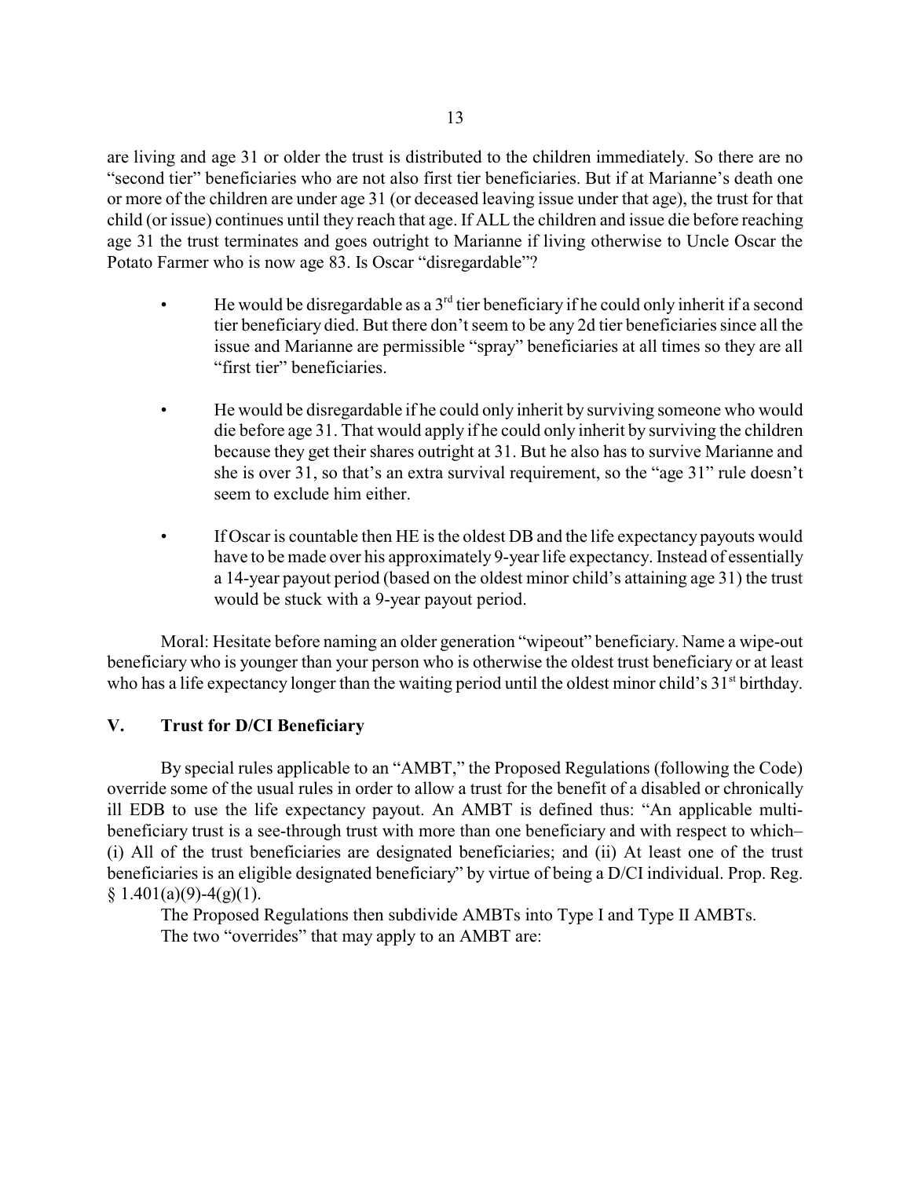are living and age 31 or older the trust is distributed to the children immediately. So there are no "second tier" beneficiaries who are not also first tier beneficiaries. But if at Marianne's death one or more of the children are under age 31 (or deceased leaving issue under that age), the trust for that child (or issue) continues until they reach that age. If ALL the children and issue die before reaching age 31 the trust terminates and goes outright to Marianne if living otherwise to Uncle Oscar the Potato Farmer who is now age 83. Is Oscar "disregardable"?

- He would be disregardable as a 3rd tier beneficiary if he could only inherit if a second tier beneficiary died. But there don't seem to be any 2d tier beneficiaries since all the issue and Marianne are permissible "spray" beneficiaries at all times so they are all "first tier" beneficiaries.

- He would be disregardable if he could only inherit by surviving someone who would die before age 31. That would apply if he could only inherit by surviving the children because they get their shares outright at 31. But he also has to survive Marianne and she is over 31, so that's an extra survival requirement, so the "age 31" rule doesn't seem to exclude him either.

- If Oscar is countable then HE is the oldest DB and the life expectancy payouts would have to be made over his approximately 9-year life expectancy. Instead of essentially a 14-year payout period (based on the oldest minor child's attaining age 31) the trust would be stuck with a 9-year payout period.

Moral: Hesitate before naming an older generation "wipeout" beneficiary. Name a wipe-out beneficiary who is younger than your person who is otherwise the oldest trust beneficiary or at least who has a life expectancy longer than the waiting period until the oldest minor child's 31st birthday.

## V. Trust for D/CI Beneficiary

By special rules applicable to an "AMBT," the Proposed Regulations (following the Code) override some of the usual rules in order to allow a trust for the benefit of a disabled or chronically ill EDB to use the life expectancy payout. An AMBT is defined thus: "An applicable multi-beneficiary trust is a see-through trust with more than one beneficiary and with respect to which– (i) All of the trust beneficiaries are designated beneficiaries; and (ii) At least one of the trust beneficiaries is an eligible designated beneficiary" by virtue of being a D/CI individual. Prop. Reg. § 1.401(a)(9)-4(g)(1).

The Proposed Regulations then subdivide AMBTs into Type I and Type II AMBTs.

The two "overrides" that may apply to an AMBT are: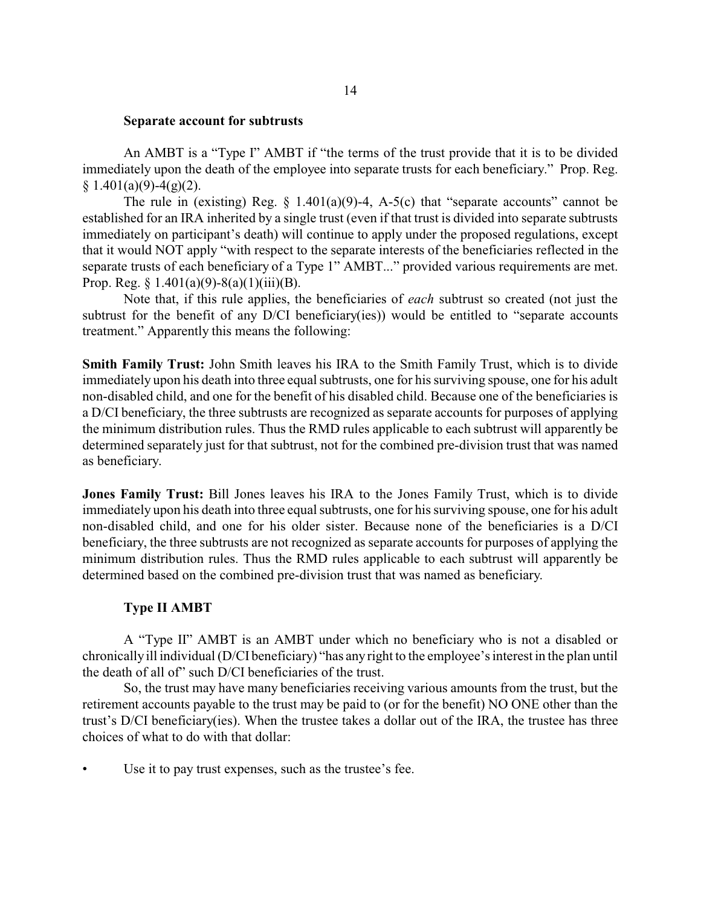### Separate account for subtrusts

An AMBT is a "Type I" AMBT if "the terms of the trust provide that it is to be divided immediately upon the death of the employee into separate trusts for each beneficiary." Prop. Reg. § 1.401(a)(9)-4(g)(2).

The rule in (existing) Reg. § 1.401(a)(9)-4, A-5(c) that "separate accounts" cannot be established for an IRA inherited by a single trust (even if that trust is divided into separate subtrusts immediately on participant's death) will continue to apply under the proposed regulations, except that it would NOT apply "with respect to the separate interests of the beneficiaries reflected in the separate trusts of each beneficiary of a Type 1" AMBT..." provided various requirements are met. Prop. Reg. § 1.401(a)(9)-8(a)(1)(iii)(B).

Note that, if this rule applies, the beneficiaries of *each* subtrust so created (not just the subtrust for the benefit of any D/CI beneficiary(ies)) would be entitled to "separate accounts treatment." Apparently this means the following:

**Smith Family Trust:** John Smith leaves his IRA to the Smith Family Trust, which is to divide immediately upon his death into three equal subtrusts, one for his surviving spouse, one for his adult non-disabled child, and one for the benefit of his disabled child. Because one of the beneficiaries is a D/CI beneficiary, the three subtrusts are recognized as separate accounts for purposes of applying the minimum distribution rules. Thus the RMD rules applicable to each subtrust will apparently be determined separately just for that subtrust, not for the combined pre-division trust that was named as beneficiary.

**Jones Family Trust:** Bill Jones leaves his IRA to the Jones Family Trust, which is to divide immediately upon his death into three equal subtrusts, one for his surviving spouse, one for his adult non-disabled child, and one for his older sister. Because none of the beneficiaries is a D/CI beneficiary, the three subtrusts are not recognized as separate accounts for purposes of applying the minimum distribution rules. Thus the RMD rules applicable to each subtrust will apparently be determined based on the combined pre-division trust that was named as beneficiary.

### Type II AMBT

A "Type II" AMBT is an AMBT under which no beneficiary who is not a disabled or chronically ill individual (D/CI beneficiary) "has any right to the employee's interest in the plan until the death of all of" such D/CI beneficiaries of the trust.

So, the trust may have many beneficiaries receiving various amounts from the trust, but the retirement accounts payable to the trust may be paid to (or for the benefit) NO ONE other than the trust's D/CI beneficiary(ies). When the trustee takes a dollar out of the IRA, the trustee has three choices of what to do with that dollar:

- Use it to pay trust expenses, such as the trustee's fee.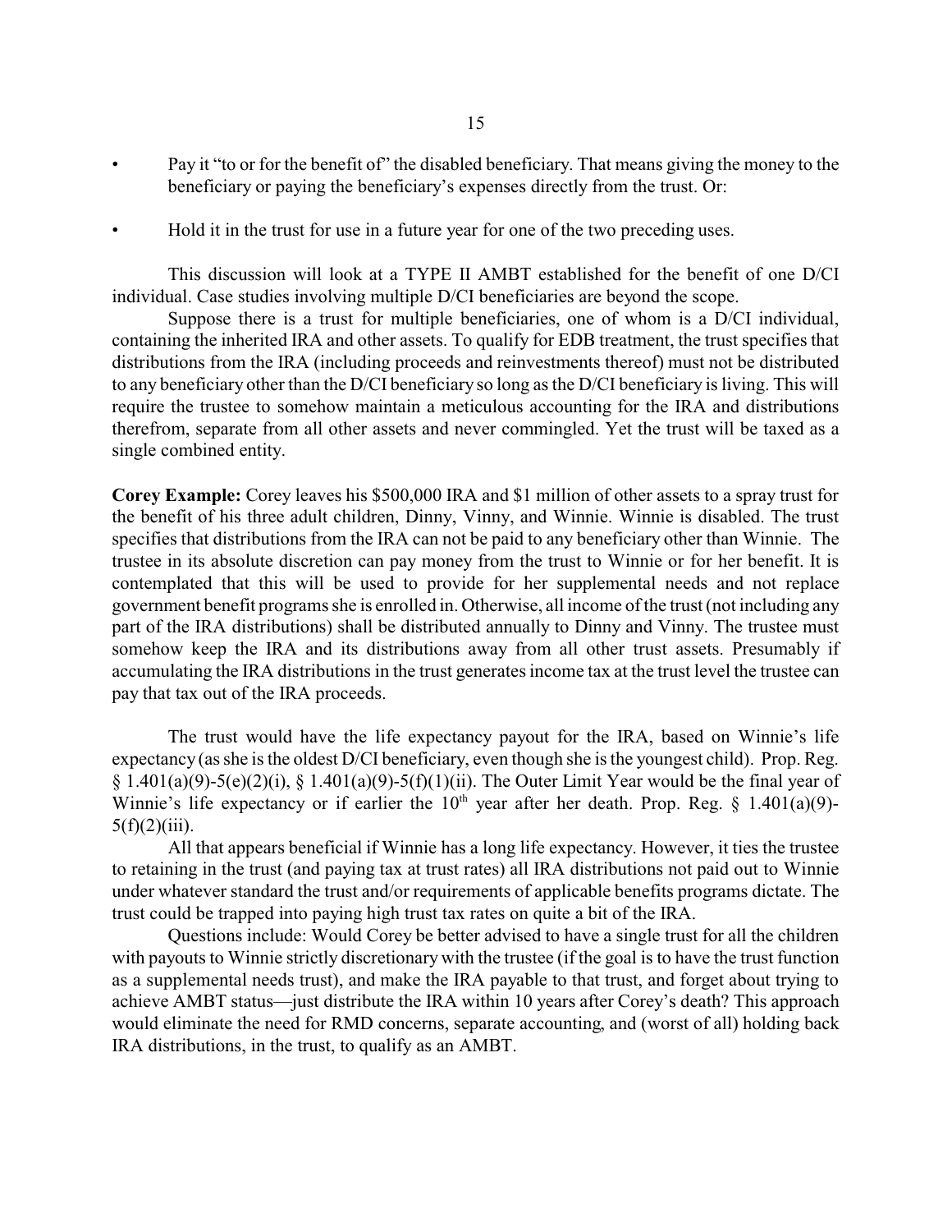- Pay it "to or for the benefit of" the disabled beneficiary. That means giving the money to the beneficiary or paying the beneficiary's expenses directly from the trust. Or:

- Hold it in the trust for use in a future year for one of the two preceding uses.

This discussion will look at a TYPE II AMBT established for the benefit of one D/CI individual. Case studies involving multiple D/CI beneficiaries are beyond the scope.

Suppose there is a trust for multiple beneficiaries, one of whom is a D/CI individual, containing the inherited IRA and other assets. To qualify for EDB treatment, the trust specifies that distributions from the IRA (including proceeds and reinvestments thereof) must not be distributed to any beneficiary other than the D/CI beneficiary so long as the D/CI beneficiary is living. This will require the trustee to somehow maintain a meticulous accounting for the IRA and distributions therefrom, separate from all other assets and never commingled. Yet the trust will be taxed as a single combined entity.

**Corey Example:** Corey leaves his \$500,000 IRA and \$1 million of other assets to a spray trust for the benefit of his three adult children, Dinny, Vinny, and Winnie. Winnie is disabled. The trust specifies that distributions from the IRA can not be paid to any beneficiary other than Winnie. The trustee in its absolute discretion can pay money from the trust to Winnie or for her benefit. It is contemplated that this will be used to provide for her supplemental needs and not replace government benefit programs she is enrolled in. Otherwise, all income of the trust (not including any part of the IRA distributions) shall be distributed annually to Dinny and Vinny. The trustee must somehow keep the IRA and its distributions away from all other trust assets. Presumably if accumulating the IRA distributions in the trust generates income tax at the trust level the trustee can pay that tax out of the IRA proceeds.

The trust would have the life expectancy payout for the IRA, based on Winnie's life expectancy (as she is the oldest D/CI beneficiary, even though she is the youngest child). Prop. Reg. § 1.401(a)(9)-5(e)(2)(i), § 1.401(a)(9)-5(f)(1)(ii). The Outer Limit Year would be the final year of Winnie's life expectancy or if earlier the 10th year after her death. Prop. Reg. § 1.401(a)(9)-5(f)(2)(iii).

All that appears beneficial if Winnie has a long life expectancy. However, it ties the trustee to retaining in the trust (and paying tax at trust rates) all IRA distributions not paid out to Winnie under whatever standard the trust and/or requirements of applicable benefits programs dictate. The trust could be trapped into paying high trust tax rates on quite a bit of the IRA.

Questions include: Would Corey be better advised to have a single trust for all the children with payouts to Winnie strictly discretionary with the trustee (if the goal is to have the trust function as a supplemental needs trust), and make the IRA payable to that trust, and forget about trying to achieve AMBT status—just distribute the IRA within 10 years after Corey's death? This approach would eliminate the need for RMD concerns, separate accounting, and (worst of all) holding back IRA distributions, in the trust, to qualify as an AMBT.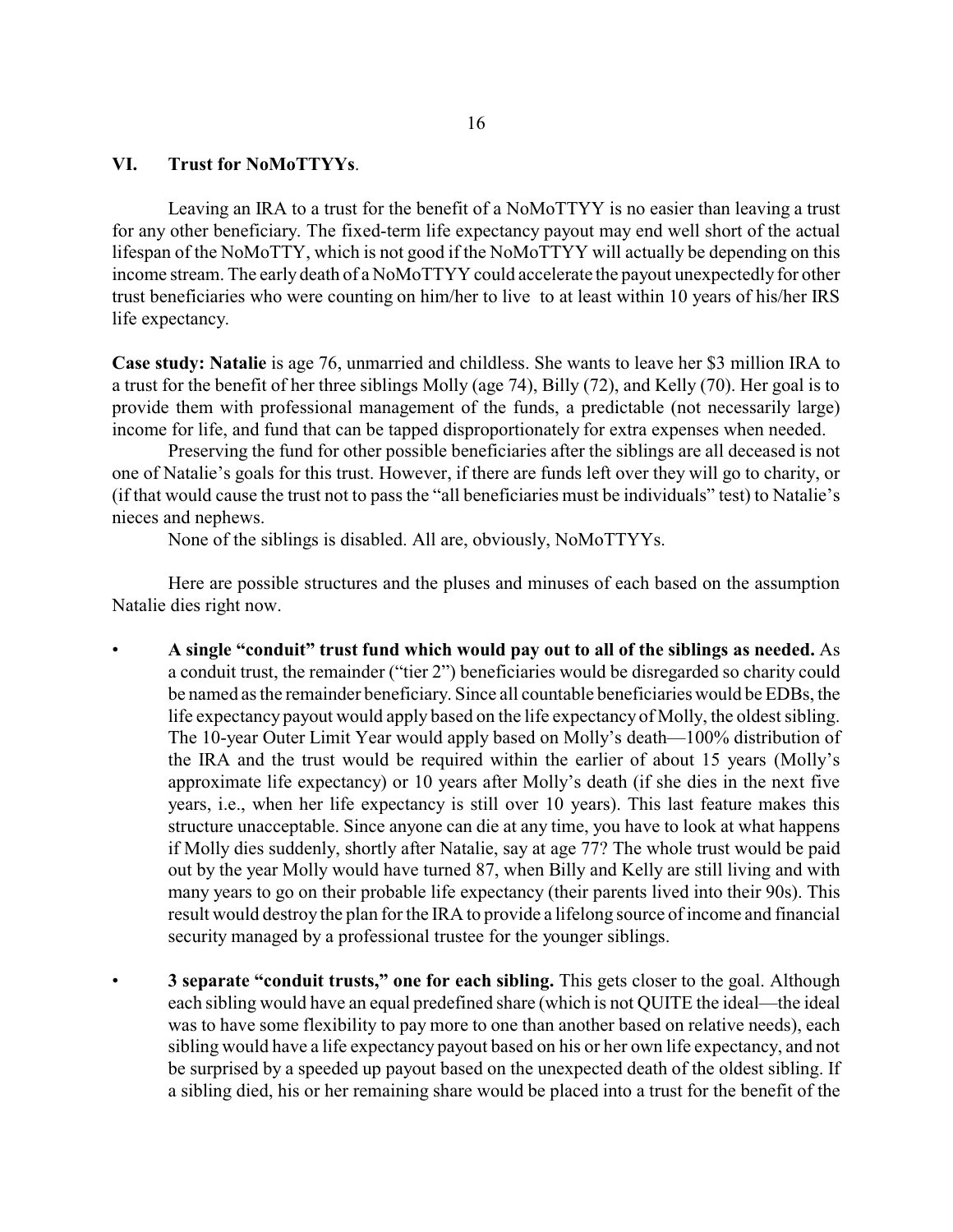## VI. Trust for NoMoTTYYs.

Leaving an IRA to a trust for the benefit of a NoMoTTYY is no easier than leaving a trust for any other beneficiary. The fixed-term life expectancy payout may end well short of the actual lifespan of the NoMoTTY, which is not good if the NoMoTTYY will actually be depending on this income stream. The early death of a NoMoTTYY could accelerate the payout unexpectedly for other trust beneficiaries who were counting on him/her to live to at least within 10 years of his/her IRS life expectancy.

**Case study: Natalie** is age 76, unmarried and childless. She wants to leave her $3 million IRA to a trust for the benefit of her three siblings Molly (age 74), Billy (72), and Kelly (70). Her goal is to provide them with professional management of the funds, a predictable (not necessarily large) income for life, and fund that can be tapped disproportionately for extra expenses when needed.

Preserving the fund for other possible beneficiaries after the siblings are all deceased is not one of Natalie's goals for this trust. However, if there are funds left over they will go to charity, or (if that would cause the trust not to pass the "all beneficiaries must be individuals" test) to Natalie's nieces and nephews.

None of the siblings is disabled. All are, obviously, NoMoTTYYs.

Here are possible structures and the pluses and minuses of each based on the assumption Natalie dies right now.

- **A single "conduit" trust fund which would pay out to all of the siblings as needed.** As a conduit trust, the remainder ("tier 2") beneficiaries would be disregarded so charity could be named as the remainder beneficiary. Since all countable beneficiaries would be EDBs, the life expectancy payout would apply based on the life expectancy of Molly, the oldest sibling. The 10-year Outer Limit Year would apply based on Molly's death—100% distribution of the IRA and the trust would be required within the earlier of about 15 years (Molly's approximate life expectancy) or 10 years after Molly's death (if she dies in the next five years, i.e., when her life expectancy is still over 10 years). This last feature makes this structure unacceptable. Since anyone can die at any time, you have to look at what happens if Molly dies suddenly, shortly after Natalie, say at age 77? The whole trust would be paid out by the year Molly would have turned 87, when Billy and Kelly are still living and with many years to go on their probable life expectancy (their parents lived into their 90s). This result would destroy the plan for the IRA to provide a lifelong source of income and financial security managed by a professional trustee for the younger siblings.

- **3 separate "conduit trusts," one for each sibling.** This gets closer to the goal. Although each sibling would have an equal predefined share (which is not QUITE the ideal—the ideal was to have some flexibility to pay more to one than another based on relative needs), each sibling would have a life expectancy payout based on his or her own life expectancy, and not be surprised by a speeded up payout based on the unexpected death of the oldest sibling. If a sibling died, his or her remaining share would be placed into a trust for the benefit of the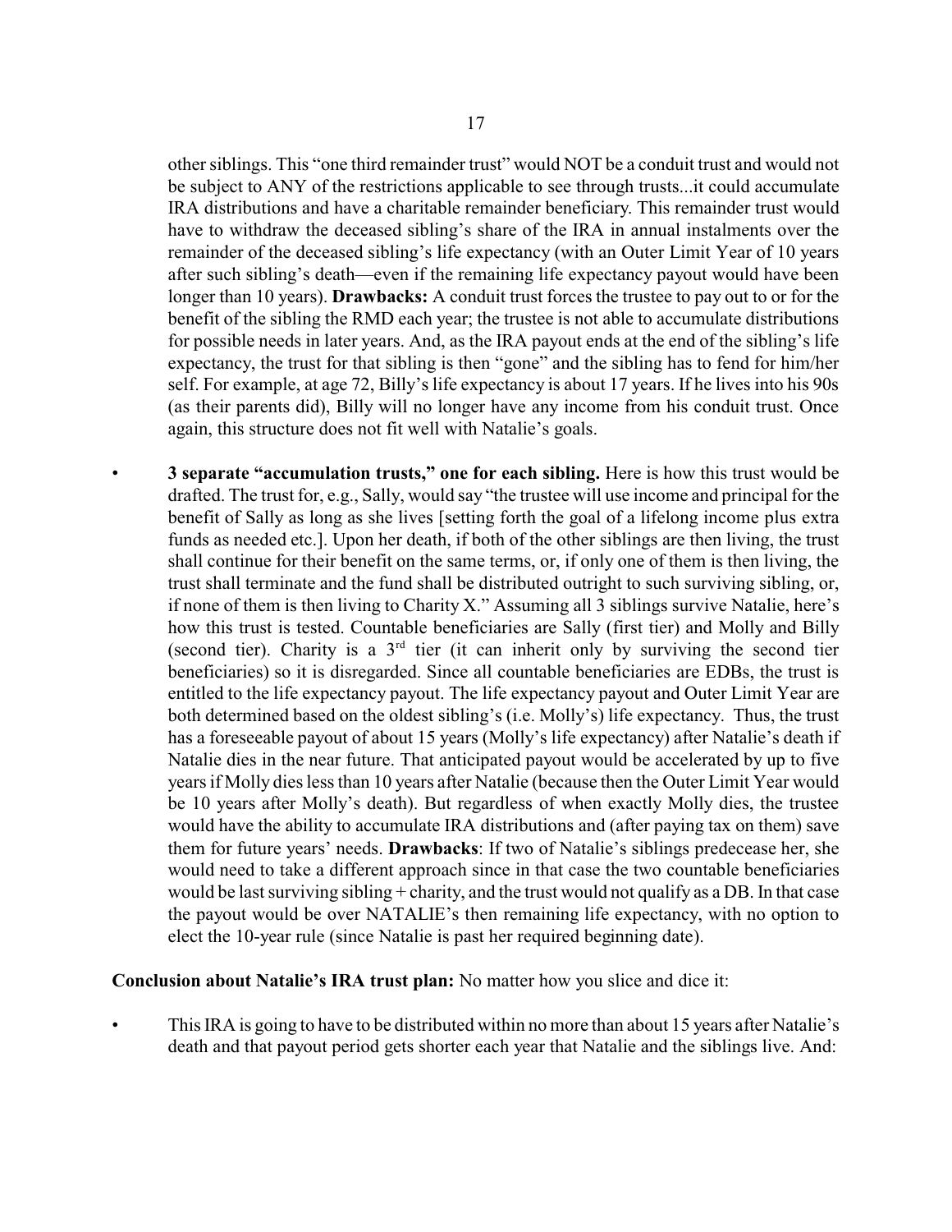other siblings. This "one third remainder trust" would NOT be a conduit trust and would not be subject to ANY of the restrictions applicable to see through trusts...it could accumulate IRA distributions and have a charitable remainder beneficiary. This remainder trust would have to withdraw the deceased sibling's share of the IRA in annual instalments over the remainder of the deceased sibling's life expectancy (with an Outer Limit Year of 10 years after such sibling's death—even if the remaining life expectancy payout would have been longer than 10 years). **Drawbacks:** A conduit trust forces the trustee to pay out to or for the benefit of the sibling the RMD each year; the trustee is not able to accumulate distributions for possible needs in later years. And, as the IRA payout ends at the end of the sibling's life expectancy, the trust for that sibling is then "gone" and the sibling has to fend for him/her self. For example, at age 72, Billy's life expectancy is about 17 years. If he lives into his 90s (as their parents did), Billy will no longer have any income from his conduit trust. Once again, this structure does not fit well with Natalie's goals.

- **3 separate "accumulation trusts," one for each sibling.** Here is how this trust would be drafted. The trust for, e.g., Sally, would say "the trustee will use income and principal for the benefit of Sally as long as she lives [setting forth the goal of a lifelong income plus extra funds as needed etc.]. Upon her death, if both of the other siblings are then living, the trust shall continue for their benefit on the same terms, or, if only one of them is then living, the trust shall terminate and the fund shall be distributed outright to such surviving sibling, or, if none of them is then living to Charity X." Assuming all 3 siblings survive Natalie, here's how this trust is tested. Countable beneficiaries are Sally (first tier) and Molly and Billy (second tier). Charity is a 3rd tier (it can inherit only by surviving the second tier beneficiaries) so it is disregarded. Since all countable beneficiaries are EDBs, the trust is entitled to the life expectancy payout. The life expectancy payout and Outer Limit Year are both determined based on the oldest sibling's (i.e. Molly's) life expectancy. Thus, the trust has a foreseeable payout of about 15 years (Molly's life expectancy) after Natalie's death if Natalie dies in the near future. That anticipated payout would be accelerated by up to five years if Molly dies less than 10 years after Natalie (because then the Outer Limit Year would be 10 years after Molly's death). But regardless of when exactly Molly dies, the trustee would have the ability to accumulate IRA distributions and (after paying tax on them) save them for future years' needs. **Drawbacks**: If two of Natalie's siblings predecease her, she would need to take a different approach since in that case the two countable beneficiaries would be last surviving sibling + charity, and the trust would not qualify as a DB. In that case the payout would be over NATALIE's then remaining life expectancy, with no option to elect the 10-year rule (since Natalie is past her required beginning date).

**Conclusion about Natalie's IRA trust plan:** No matter how you slice and dice it:

- This IRA is going to have to be distributed within no more than about 15 years after Natalie's death and that payout period gets shorter each year that Natalie and the siblings live. And: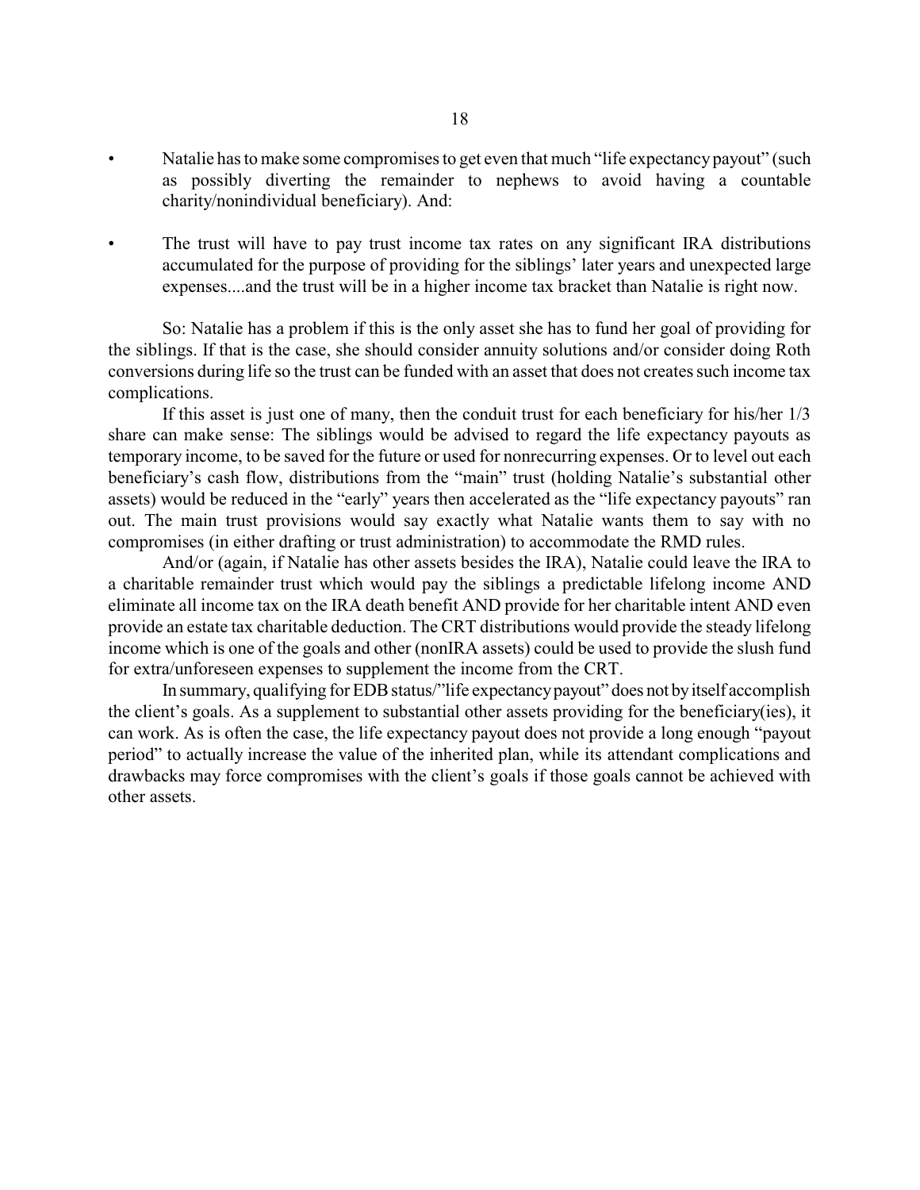- Natalie has to make some compromises to get even that much "life expectancy payout" (such as possibly diverting the remainder to nephews to avoid having a countable charity/nonindividual beneficiary). And:

- The trust will have to pay trust income tax rates on any significant IRA distributions accumulated for the purpose of providing for the siblings' later years and unexpected large expenses....and the trust will be in a higher income tax bracket than Natalie is right now.

So: Natalie has a problem if this is the only asset she has to fund her goal of providing for the siblings. If that is the case, she should consider annuity solutions and/or consider doing Roth conversions during life so the trust can be funded with an asset that does not creates such income tax complications.

If this asset is just one of many, then the conduit trust for each beneficiary for his/her 1/3 share can make sense: The siblings would be advised to regard the life expectancy payouts as temporary income, to be saved for the future or used for nonrecurring expenses. Or to level out each beneficiary's cash flow, distributions from the "main" trust (holding Natalie's substantial other assets) would be reduced in the "early" years then accelerated as the "life expectancy payouts" ran out. The main trust provisions would say exactly what Natalie wants them to say with no compromises (in either drafting or trust administration) to accommodate the RMD rules.

And/or (again, if Natalie has other assets besides the IRA), Natalie could leave the IRA to a charitable remainder trust which would pay the siblings a predictable lifelong income AND eliminate all income tax on the IRA death benefit AND provide for her charitable intent AND even provide an estate tax charitable deduction. The CRT distributions would provide the steady lifelong income which is one of the goals and other (nonIRA assets) could be used to provide the slush fund for extra/unforeseen expenses to supplement the income from the CRT.

In summary, qualifying for EDB status/"life expectancy payout" does not by itself accomplish the client's goals. As a supplement to substantial other assets providing for the beneficiary(ies), it can work. As is often the case, the life expectancy payout does not provide a long enough "payout period" to actually increase the value of the inherited plan, while its attendant complications and drawbacks may force compromises with the client's goals if those goals cannot be achieved with other assets.